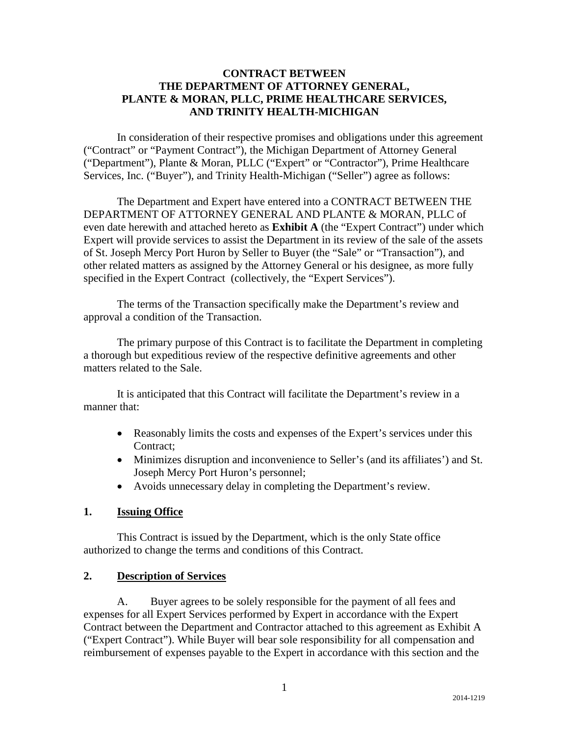# CONTRACT BETWEEN THE DEPARTMENT OF ATTORNEY GENERAL, PLANTE & MORAN, PLLC, PRIME HEALTHCARE SERVICES, AND TRINITY HEALTH-MICHIGAN

In consideration of their respective promises and obligations under this agreement ("Contract" or "Payment Contract"), the Michigan Department of Attorney General ("Department"), Plante & Moran, PLLC ("Expert" or "Contractor"), Prime Healthcare Services, Inc. ("Buyer"), and Trinity Health-Michigan ("Seller") agree as follows:

The Department and Expert have entered into a CONTRACT BETWEEN THE DEPARTMENT OF ATTORNEY GENERAL AND PLANTE & MORAN, PLLC of even date herewith and attached hereto as **Exhibit A** (the "Expert Contract") under which Expert will provide services to assist the Department in its review of the sale of the assets of St. Joseph Mercy Port Huron by Seller to Buyer (the "Sale" or "Transaction"), and other related matters as assigned by the Attorney General or his designee, as more fully specified in the Expert Contract (collectively, the "Expert Services").

The terms of the Transaction specifically make the Department's review and approval a condition of the Transaction.

The primary purpose of this Contract is to facilitate the Department in completing a thorough but expeditious review of the respective definitive agreements and other matters related to the Sale.

It is anticipated that this Contract will facilitate the Department's review in a manner that:

- Reasonably limits the costs and expenses of the Expert's services under this Contract;
- Minimizes disruption and inconvenience to Seller's (and its affiliates') and St. Joseph Mercy Port Huron's personnel;
- Avoids unnecessary delay in completing the Department's review.

## 1. Issuing Office

This Contract is issued by the Department, which is the only State office authorized to change the terms and conditions of this Contract.

## 2. Description of Services

A. Buyer agrees to be solely responsible for the payment of all fees and expenses for all Expert Services performed by Expert in accordance with the Expert Contract between the Department and Contractor attached to this agreement as Exhibit A ("Expert Contract"). While Buyer will bear sole responsibility for all compensation and reimbursement of expenses payable to the Expert in accordance with this section and the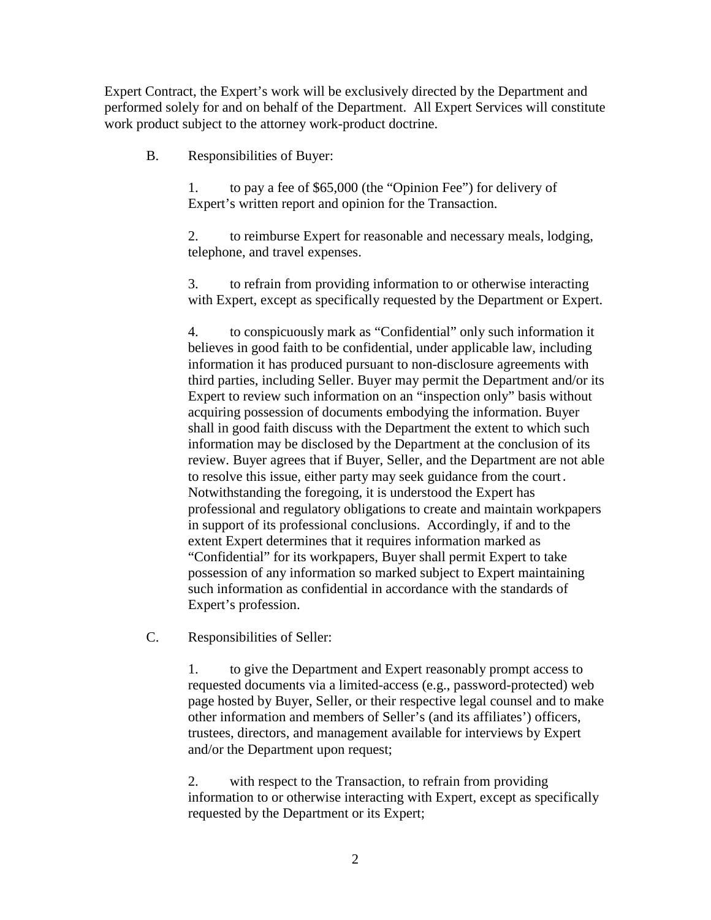Expert Contract, the Expert's work will be exclusively directed by the Department and performed solely for and on behalf of the Department. All Expert Services will constitute work product subject to the attorney work-product doctrine.

B. Responsibilities of Buyer:

1. to pay a fee of $65,000 (the "Opinion Fee") for delivery of Expert's written report and opinion for the Transaction.

2. to reimburse Expert for reasonable and necessary meals, lodging, telephone, and travel expenses.

3. to refrain from providing information to or otherwise interacting with Expert, except as specifically requested by the Department or Expert.

4. to conspicuously mark as "Confidential" only such information it believes in good faith to be confidential, under applicable law, including information it has produced pursuant to non-disclosure agreements with third parties, including Seller. Buyer may permit the Department and/or its Expert to review such information on an "inspection only" basis without acquiring possession of documents embodying the information. Buyer shall in good faith discuss with the Department the extent to which such information may be disclosed by the Department at the conclusion of its review. Buyer agrees that if Buyer, Seller, and the Department are not able to resolve this issue, either party may seek guidance from the court. Notwithstanding the foregoing, it is understood the Expert has professional and regulatory obligations to create and maintain workpapers in support of its professional conclusions. Accordingly, if and to the extent Expert determines that it requires information marked as "Confidential" for its workpapers, Buyer shall permit Expert to take possession of any information so marked subject to Expert maintaining such information as confidential in accordance with the standards of Expert's profession.

C. Responsibilities of Seller:

1. to give the Department and Expert reasonably prompt access to requested documents via a limited-access (e.g., password-protected) web page hosted by Buyer, Seller, or their respective legal counsel and to make other information and members of Seller's (and its affiliates') officers, trustees, directors, and management available for interviews by Expert and/or the Department upon request;

2. with respect to the Transaction, to refrain from providing information to or otherwise interacting with Expert, except as specifically requested by the Department or its Expert;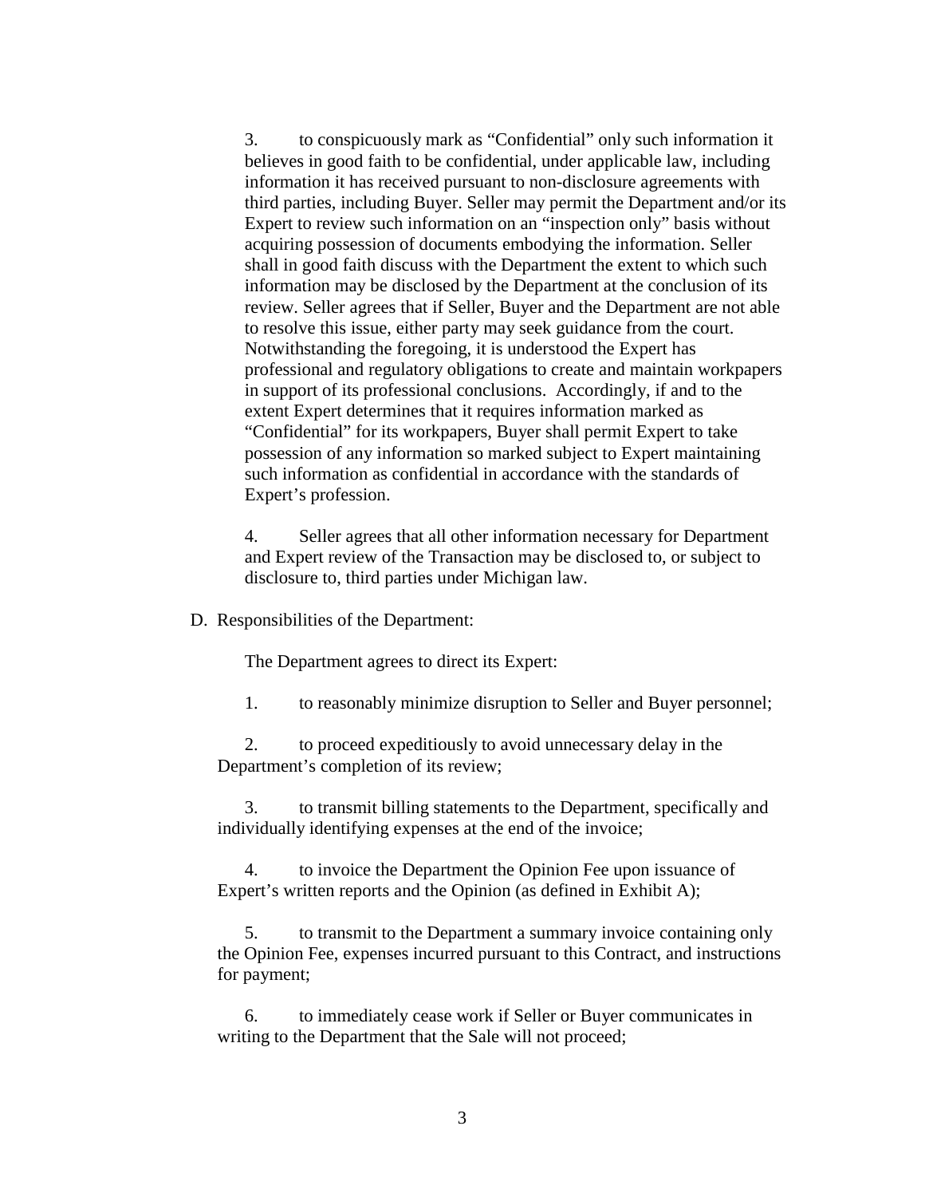3. to conspicuously mark as "Confidential" only such information it believes in good faith to be confidential, under applicable law, including information it has received pursuant to non-disclosure agreements with third parties, including Buyer. Seller may permit the Department and/or its Expert to review such information on an "inspection only" basis without acquiring possession of documents embodying the information. Seller shall in good faith discuss with the Department the extent to which such information may be disclosed by the Department at the conclusion of its review. Seller agrees that if Seller, Buyer and the Department are not able to resolve this issue, either party may seek guidance from the court. Notwithstanding the foregoing, it is understood the Expert has professional and regulatory obligations to create and maintain workpapers in support of its professional conclusions. Accordingly, if and to the extent Expert determines that it requires information marked as "Confidential" for its workpapers, Buyer shall permit Expert to take possession of any information so marked subject to Expert maintaining such information as confidential in accordance with the standards of Expert's profession.

4. Seller agrees that all other information necessary for Department and Expert review of the Transaction may be disclosed to, or subject to disclosure to, third parties under Michigan law.

D. Responsibilities of the Department:

The Department agrees to direct its Expert:

1. to reasonably minimize disruption to Seller and Buyer personnel;

2. to proceed expeditiously to avoid unnecessary delay in the Department's completion of its review;

3. to transmit billing statements to the Department, specifically and individually identifying expenses at the end of the invoice;

4. to invoice the Department the Opinion Fee upon issuance of Expert's written reports and the Opinion (as defined in Exhibit A);

5. to transmit to the Department a summary invoice containing only the Opinion Fee, expenses incurred pursuant to this Contract, and instructions for payment;

6. to immediately cease work if Seller or Buyer communicates in writing to the Department that the Sale will not proceed;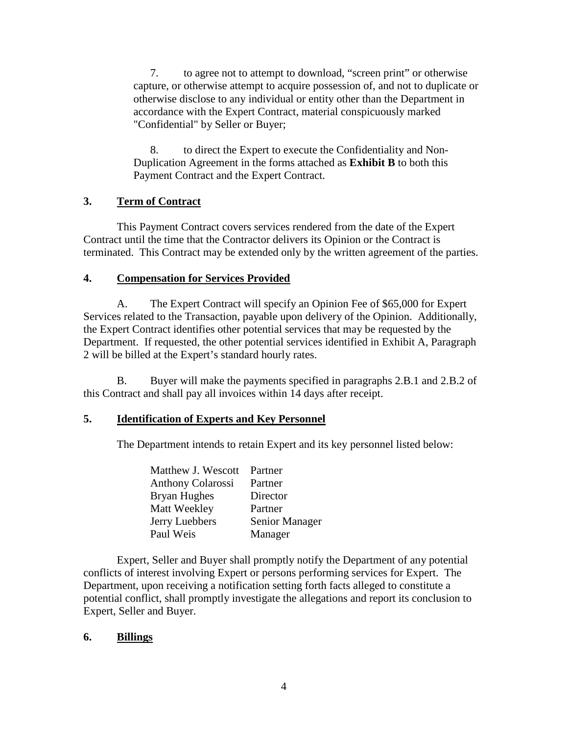7. to agree not to attempt to download, "screen print" or otherwise capture, or otherwise attempt to acquire possession of, and not to duplicate or otherwise disclose to any individual or entity other than the Department in accordance with the Expert Contract, material conspicuously marked "Confidential" by Seller or Buyer;

8. to direct the Expert to execute the Confidentiality and Non-Duplication Agreement in the forms attached as **Exhibit B** to both this Payment Contract and the Expert Contract.

## 3. Term of Contract

This Payment Contract covers services rendered from the date of the Expert Contract until the time that the Contractor delivers its Opinion or the Contract is terminated. This Contract may be extended only by the written agreement of the parties.

## 4. Compensation for Services Provided

A. The Expert Contract will specify an Opinion Fee of $65,000 for Expert Services related to the Transaction, payable upon delivery of the Opinion. Additionally, the Expert Contract identifies other potential services that may be requested by the Department. If requested, the other potential services identified in Exhibit A, Paragraph 2 will be billed at the Expert's standard hourly rates.

B. Buyer will make the payments specified in paragraphs 2.B.1 and 2.B.2 of this Contract and shall pay all invoices within 14 days after receipt.

## 5. Identification of Experts and Key Personnel

The Department intends to retain Expert and its key personnel listed below:

| | |
|---|---|
| Matthew J. Wescott | Partner |
| Anthony Colarossi | Partner |
| Bryan Hughes | Director |
| Matt Weekley | Partner |
| Jerry Luebbers | Senior Manager |
| Paul Weis | Manager |

Expert, Seller and Buyer shall promptly notify the Department of any potential conflicts of interest involving Expert or persons performing services for Expert. The Department, upon receiving a notification setting forth facts alleged to constitute a potential conflict, shall promptly investigate the allegations and report its conclusion to Expert, Seller and Buyer.

## 6. Billings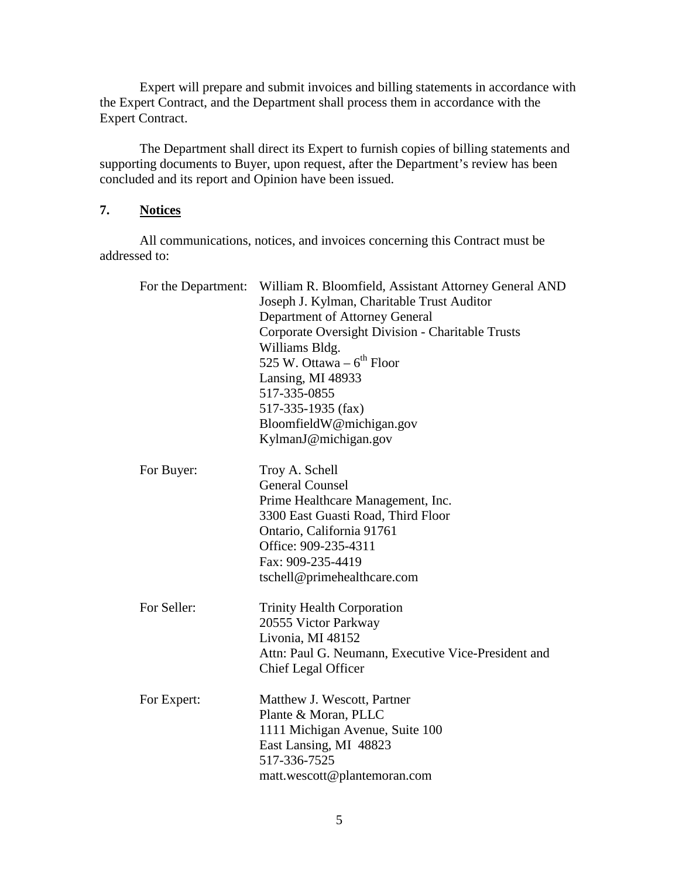Expert will prepare and submit invoices and billing statements in accordance with the Expert Contract, and the Department shall process them in accordance with the Expert Contract.

The Department shall direct its Expert to furnish copies of billing statements and supporting documents to Buyer, upon request, after the Department's review has been concluded and its report and Opinion have been issued.

## 7. Notices

All communications, notices, and invoices concerning this Contract must be addressed to:

For the Department:
William R. Bloomfield, Assistant Attorney General AND
Joseph J. Kylman, Charitable Trust Auditor
Department of Attorney General
Corporate Oversight Division - Charitable Trusts
Williams Bldg.
525 W. Ottawa – 6th Floor
Lansing, MI 48933
517-335-0855
517-335-1935 (fax)
BloomfieldW@michigan.gov
KylmanJ@michigan.gov

For Buyer:
Troy A. Schell
General Counsel
Prime Healthcare Management, Inc.
3300 East Guasti Road, Third Floor
Ontario, California 91761
Office: 909-235-4311
Fax: 909-235-4419
tschell@primehealthcare.com

For Seller:
Trinity Health Corporation
20555 Victor Parkway
Livonia, MI 48152
Attn: Paul G. Neumann, Executive Vice-President and Chief Legal Officer

For Expert:
Matthew J. Wescott, Partner
Plante & Moran, PLLC
1111 Michigan Avenue, Suite 100
East Lansing, MI 48823
517-336-7525
matt.wescott@plantemoran.com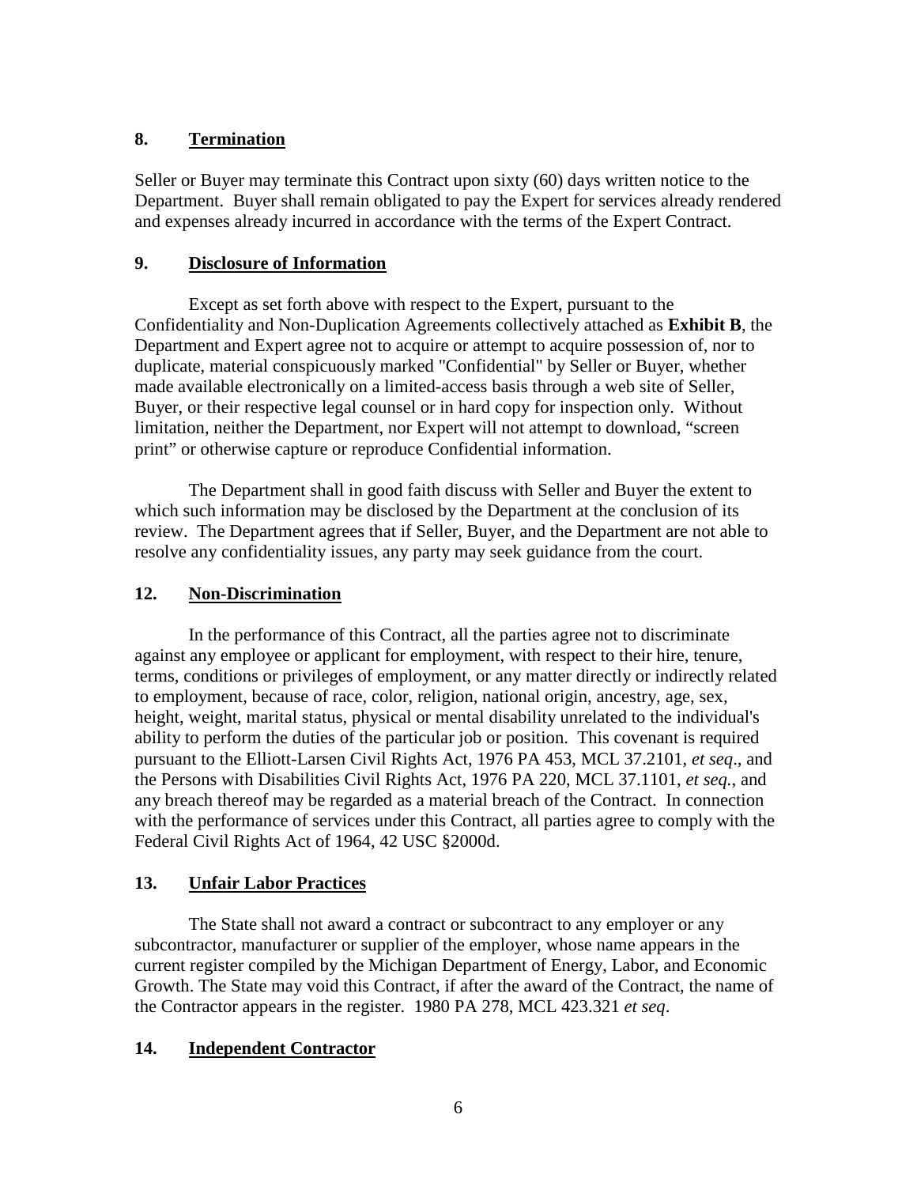## 8. Termination

Seller or Buyer may terminate this Contract upon sixty (60) days written notice to the Department. Buyer shall remain obligated to pay the Expert for services already rendered and expenses already incurred in accordance with the terms of the Expert Contract.

## 9. Disclosure of Information

Except as set forth above with respect to the Expert, pursuant to the Confidentiality and Non-Duplication Agreements collectively attached as **Exhibit B**, the Department and Expert agree not to acquire or attempt to acquire possession of, nor to duplicate, material conspicuously marked "Confidential" by Seller or Buyer, whether made available electronically on a limited-access basis through a web site of Seller, Buyer, or their respective legal counsel or in hard copy for inspection only. Without limitation, neither the Department, nor Expert will not attempt to download, "screen print" or otherwise capture or reproduce Confidential information.

The Department shall in good faith discuss with Seller and Buyer the extent to which such information may be disclosed by the Department at the conclusion of its review. The Department agrees that if Seller, Buyer, and the Department are not able to resolve any confidentiality issues, any party may seek guidance from the court.

## 12. Non-Discrimination

In the performance of this Contract, all the parties agree not to discriminate against any employee or applicant for employment, with respect to their hire, tenure, terms, conditions or privileges of employment, or any matter directly or indirectly related to employment, because of race, color, religion, national origin, ancestry, age, sex, height, weight, marital status, physical or mental disability unrelated to the individual's ability to perform the duties of the particular job or position. This covenant is required pursuant to the Elliott-Larsen Civil Rights Act, 1976 PA 453, MCL 37.2101, *et seq*., and the Persons with Disabilities Civil Rights Act, 1976 PA 220, MCL 37.1101, *et seq.*, and any breach thereof may be regarded as a material breach of the Contract. In connection with the performance of services under this Contract, all parties agree to comply with the Federal Civil Rights Act of 1964, 42 USC §2000d.

## 13. Unfair Labor Practices

The State shall not award a contract or subcontract to any employer or any subcontractor, manufacturer or supplier of the employer, whose name appears in the current register compiled by the Michigan Department of Energy, Labor, and Economic Growth. The State may void this Contract, if after the award of the Contract, the name of the Contractor appears in the register. 1980 PA 278, MCL 423.321 *et seq*.

## 14. Independent Contractor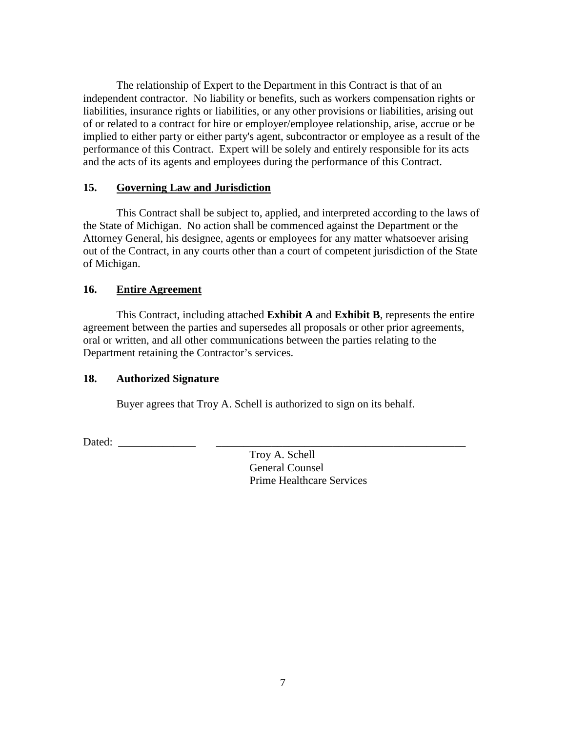The relationship of Expert to the Department in this Contract is that of an independent contractor. No liability or benefits, such as workers compensation rights or liabilities, insurance rights or liabilities, or any other provisions or liabilities, arising out of or related to a contract for hire or employer/employee relationship, arise, accrue or be implied to either party or either party's agent, subcontractor or employee as a result of the performance of this Contract. Expert will be solely and entirely responsible for its acts and the acts of its agents and employees during the performance of this Contract.

**15. Governing Law and Jurisdiction**

This Contract shall be subject to, applied, and interpreted according to the laws of the State of Michigan. No action shall be commenced against the Department or the Attorney General, his designee, agents or employees for any matter whatsoever arising out of the Contract, in any courts other than a court of competent jurisdiction of the State of Michigan.

**16. Entire Agreement**

This Contract, including attached **Exhibit A** and **Exhibit B**, represents the entire agreement between the parties and supersedes all proposals or other prior agreements, oral or written, and all other communications between the parties relating to the Department retaining the Contractor's services.

**18. Authorized Signature**

Buyer agrees that Troy A. Schell is authorized to sign on its behalf.

Dated: ______________ ________________________________________________

Troy A. Schell
General Counsel
Prime Healthcare Services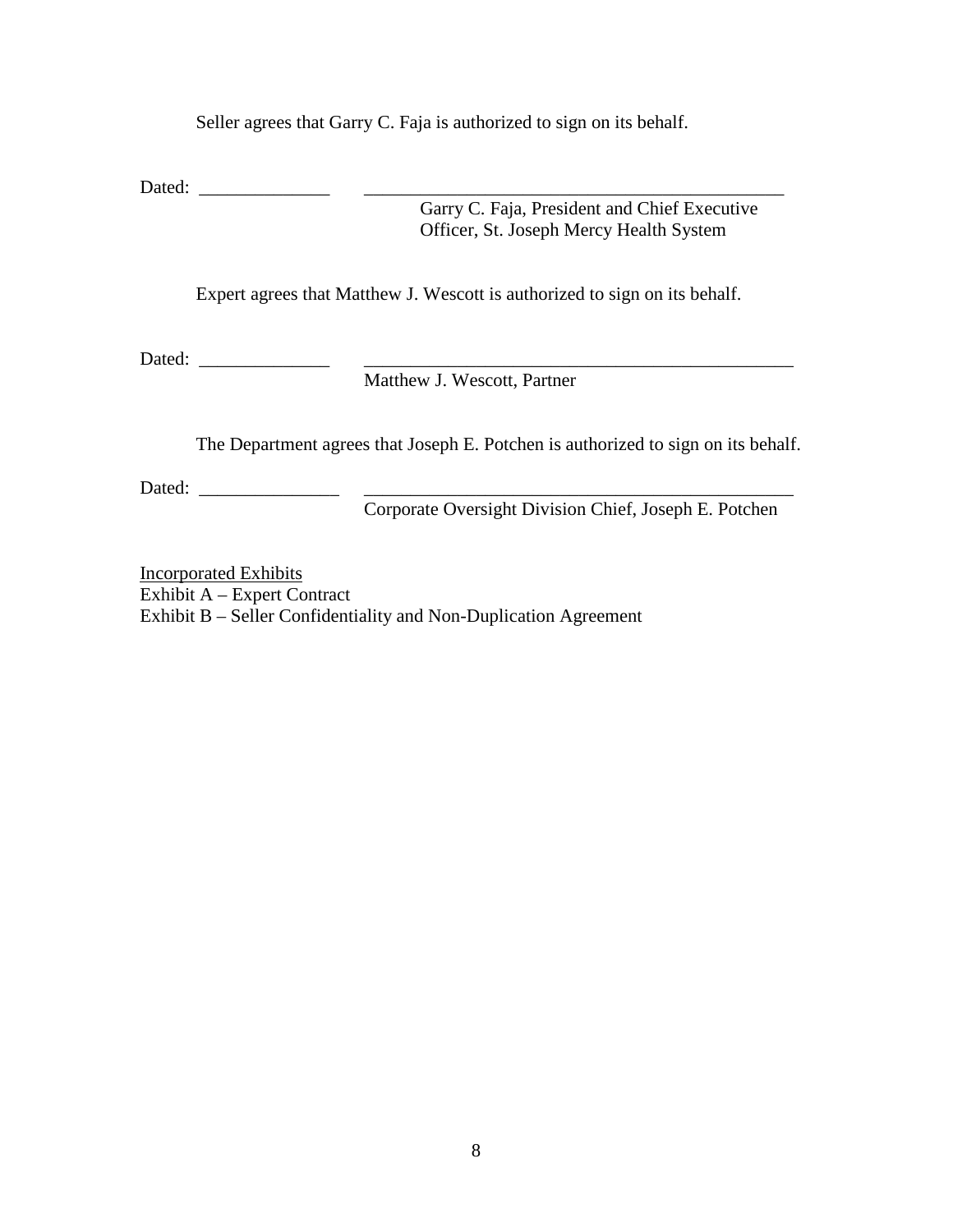Seller agrees that Garry C. Faja is authorized to sign on its behalf.

Dated: ______________ _______________________________________________

Garry C. Faja, President and Chief Executive Officer, St. Joseph Mercy Health System

Expert agrees that Matthew J. Wescott is authorized to sign on its behalf.

Dated: ______________ _______________________________________________

Matthew J. Wescott, Partner

The Department agrees that Joseph E. Potchen is authorized to sign on its behalf.

Dated: _______________ _______________________________________________

Corporate Oversight Division Chief, Joseph E. Potchen

<u>Incorporated Exhibits</u>

Exhibit A – Expert Contract

Exhibit B – Seller Confidentiality and Non-Duplication Agreement